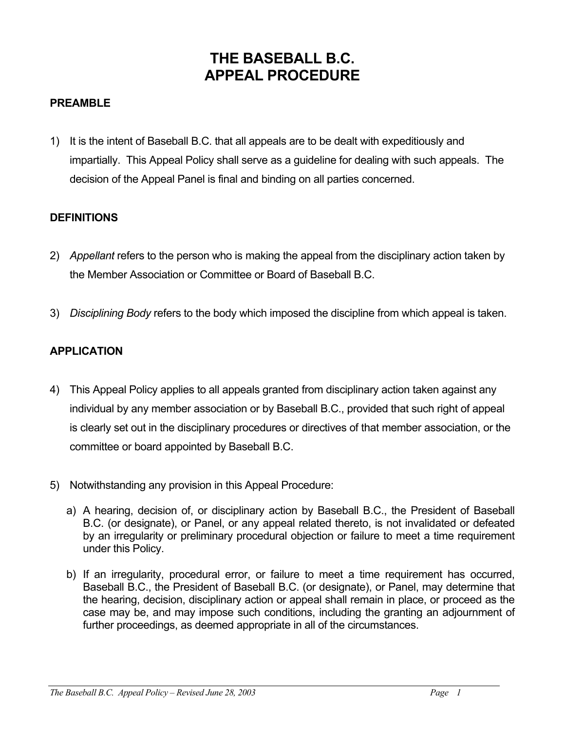# THE BASEBALL B.C.
# APPEAL PROCEDURE

## PREAMBLE

1) It is the intent of Baseball B.C. that all appeals are to be dealt with expeditiously and impartially. This Appeal Policy shall serve as a guideline for dealing with such appeals. The decision of the Appeal Panel is final and binding on all parties concerned.

## DEFINITIONS

2) *Appellant* refers to the person who is making the appeal from the disciplinary action taken by the Member Association or Committee or Board of Baseball B.C.

3) *Disciplining Body* refers to the body which imposed the discipline from which appeal is taken.

## APPLICATION

4) This Appeal Policy applies to all appeals granted from disciplinary action taken against any individual by any member association or by Baseball B.C., provided that such right of appeal is clearly set out in the disciplinary procedures or directives of that member association, or the committee or board appointed by Baseball B.C.

5) Notwithstanding any provision in this Appeal Procedure:

   a) A hearing, decision of, or disciplinary action by Baseball B.C., the President of Baseball B.C. (or designate), or Panel, or any appeal related thereto, is not invalidated or defeated by an irregularity or preliminary procedural objection or failure to meet a time requirement under this Policy.

   b) If an irregularity, procedural error, or failure to meet a time requirement has occurred, Baseball B.C., the President of Baseball B.C. (or designate), or Panel, may determine that the hearing, decision, disciplinary action or appeal shall remain in place, or proceed as the case may be, and may impose such conditions, including the granting an adjournment of further proceedings, as deemed appropriate in all of the circumstances.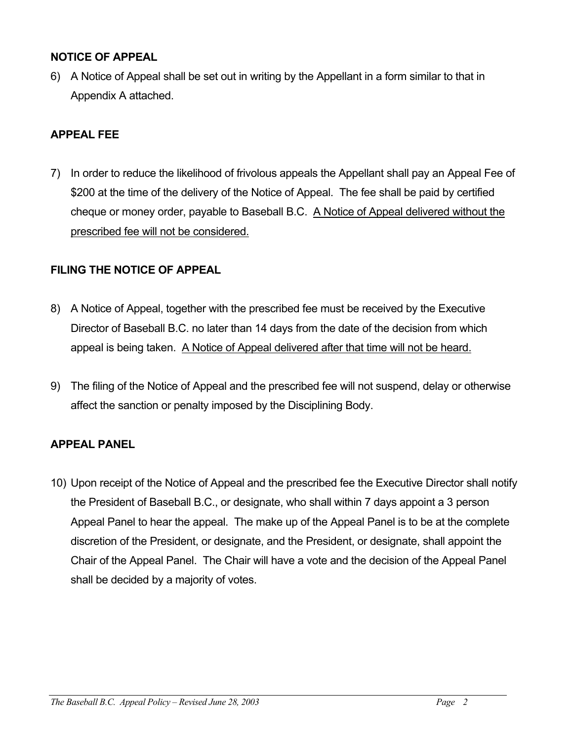## NOTICE OF APPEAL

6) A Notice of Appeal shall be set out in writing by the Appellant in a form similar to that in Appendix A attached.

## APPEAL FEE

7) In order to reduce the likelihood of frivolous appeals the Appellant shall pay an Appeal Fee of $200 at the time of the delivery of the Notice of Appeal. The fee shall be paid by certified cheque or money order, payable to Baseball B.C. <u>A Notice of Appeal delivered without the prescribed fee will not be considered.</u>

## FILING THE NOTICE OF APPEAL

8) A Notice of Appeal, together with the prescribed fee must be received by the Executive Director of Baseball B.C. no later than 14 days from the date of the decision from which appeal is being taken. <u>A Notice of Appeal delivered after that time will not be heard.</u>

9) The filing of the Notice of Appeal and the prescribed fee will not suspend, delay or otherwise affect the sanction or penalty imposed by the Disciplining Body.

## APPEAL PANEL

10) Upon receipt of the Notice of Appeal and the prescribed fee the Executive Director shall notify the President of Baseball B.C., or designate, who shall within 7 days appoint a 3 person Appeal Panel to hear the appeal. The make up of the Appeal Panel is to be at the complete discretion of the President, or designate, and the President, or designate, shall appoint the Chair of the Appeal Panel. The Chair will have a vote and the decision of the Appeal Panel shall be decided by a majority of votes.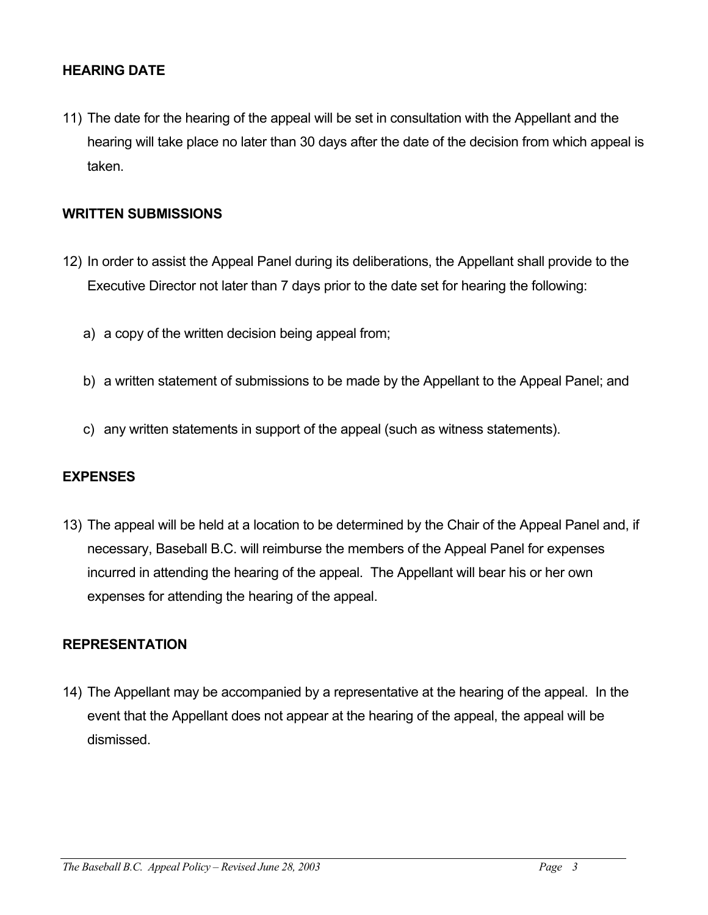## HEARING DATE

11) The date for the hearing of the appeal will be set in consultation with the Appellant and the hearing will take place no later than 30 days after the date of the decision from which appeal is taken.

## WRITTEN SUBMISSIONS

12) In order to assist the Appeal Panel during its deliberations, the Appellant shall provide to the Executive Director not later than 7 days prior to the date set for hearing the following:

   a) a copy of the written decision being appeal from;

   b) a written statement of submissions to be made by the Appellant to the Appeal Panel; and

   c) any written statements in support of the appeal (such as witness statements).

## EXPENSES

13) The appeal will be held at a location to be determined by the Chair of the Appeal Panel and, if necessary, Baseball B.C. will reimburse the members of the Appeal Panel for expenses incurred in attending the hearing of the appeal. The Appellant will bear his or her own expenses for attending the hearing of the appeal.

## REPRESENTATION

14) The Appellant may be accompanied by a representative at the hearing of the appeal. In the event that the Appellant does not appear at the hearing of the appeal, the appeal will be dismissed.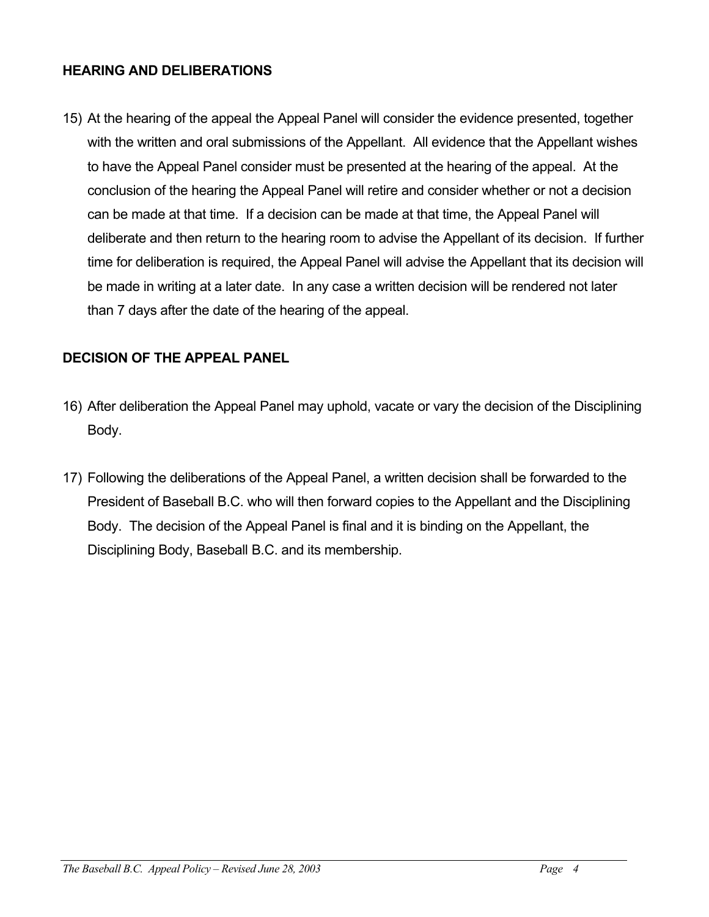## HEARING AND DELIBERATIONS

15) At the hearing of the appeal the Appeal Panel will consider the evidence presented, together with the written and oral submissions of the Appellant. All evidence that the Appellant wishes to have the Appeal Panel consider must be presented at the hearing of the appeal. At the conclusion of the hearing the Appeal Panel will retire and consider whether or not a decision can be made at that time. If a decision can be made at that time, the Appeal Panel will deliberate and then return to the hearing room to advise the Appellant of its decision. If further time for deliberation is required, the Appeal Panel will advise the Appellant that its decision will be made in writing at a later date. In any case a written decision will be rendered not later than 7 days after the date of the hearing of the appeal.

## DECISION OF THE APPEAL PANEL

16) After deliberation the Appeal Panel may uphold, vacate or vary the decision of the Disciplining Body.

17) Following the deliberations of the Appeal Panel, a written decision shall be forwarded to the President of Baseball B.C. who will then forward copies to the Appellant and the Disciplining Body. The decision of the Appeal Panel is final and it is binding on the Appellant, the Disciplining Body, Baseball B.C. and its membership.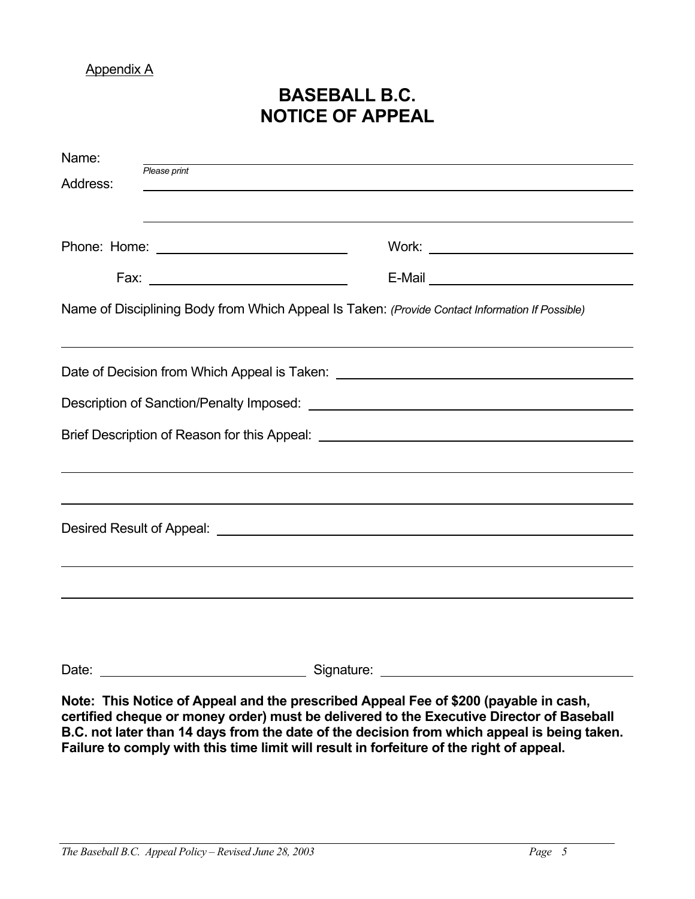Appendix A

# BASEBALL B.C.
# NOTICE OF APPEAL

Name: ______________________________________________
*Please print*

Address: ______________________________________________

______________________________________________

Phone: Home: ____________________ Work: ____________________

Fax: ____________________ E-Mail ____________________

Name of Disciplining Body from Which Appeal Is Taken: *(Provide Contact Information If Possible)*

______________________________________________

Date of Decision from Which Appeal is Taken: ______________________________

Description of Sanction/Penalty Imposed: ______________________________

Brief Description of Reason for this Appeal: ______________________________

______________________________________________

______________________________________________

Desired Result of Appeal: ______________________________

______________________________________________

______________________________________________

Date: ____________________ Signature: ____________________

**Note: This Notice of Appeal and the prescribed Appeal Fee of $200 (payable in cash, certified cheque or money order) must be delivered to the Executive Director of Baseball B.C. not later than 14 days from the date of the decision from which appeal is being taken. Failure to comply with this time limit will result in forfeiture of the right of appeal.**